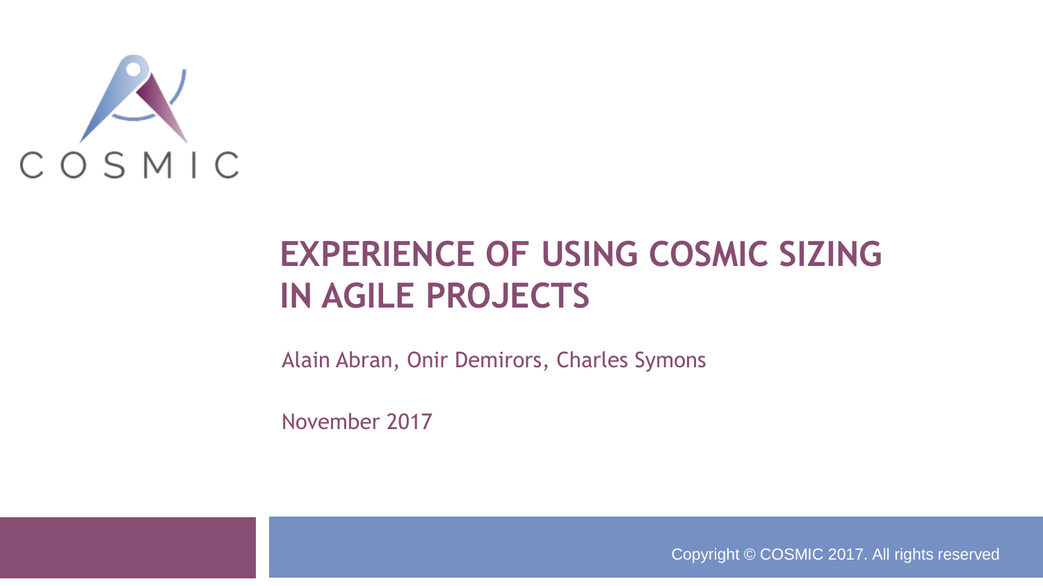COSMIC

# EXPERIENCE OF USING COSMIC SIZING IN AGILE PROJECTS

Alain Abran, Onir Demirors, Charles Symons

November 2017

Copyright © COSMIC 2017. All rights reserved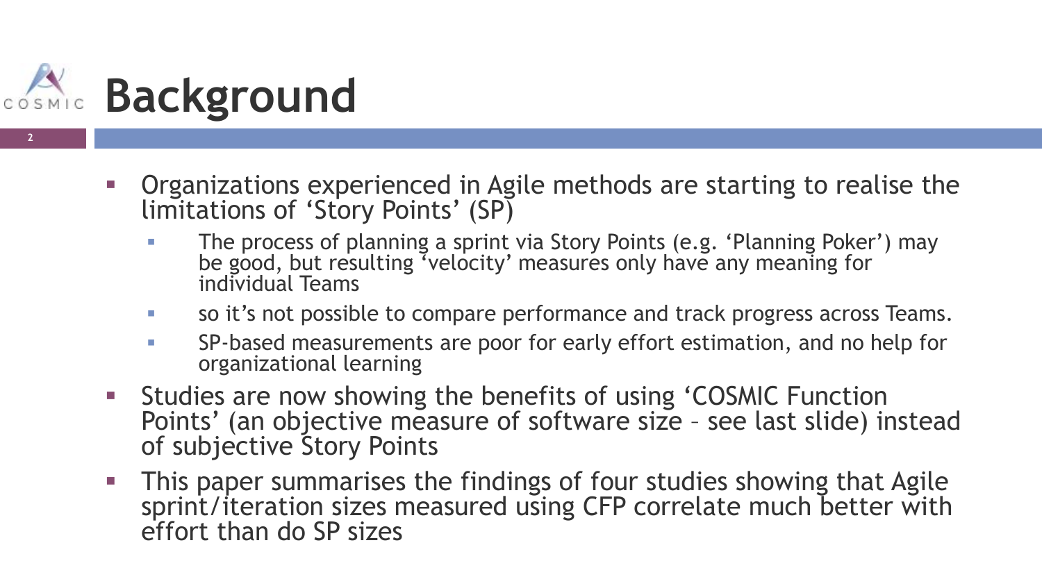# Background

- Organizations experienced in Agile methods are starting to realise the limitations of 'Story Points' (SP)
  - The process of planning a sprint via Story Points (e.g. 'Planning Poker') may be good, but resulting 'velocity' measures only have any meaning for individual Teams
  - so it's not possible to compare performance and track progress across Teams.
  - SP-based measurements are poor for early effort estimation, and no help for organizational learning
- Studies are now showing the benefits of using 'COSMIC Function Points' (an objective measure of software size – see last slide) instead of subjective Story Points
- This paper summarises the findings of four studies showing that Agile sprint/iteration sizes measured using CFP correlate much better with effort than do SP sizes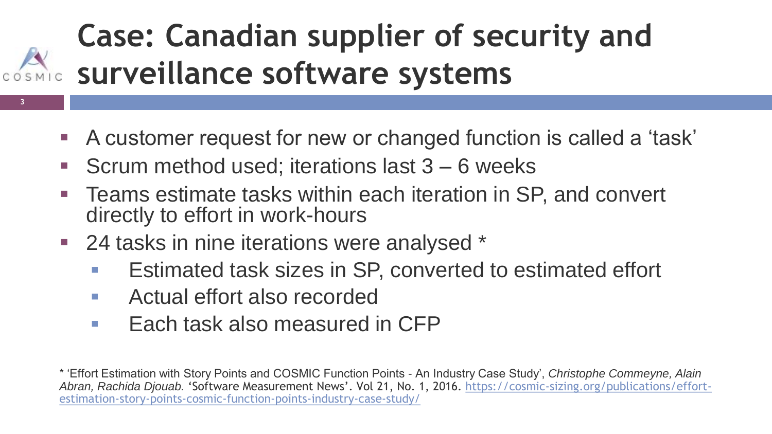# Case: Canadian supplier of security and surveillance software systems

- A customer request for new or changed function is called a 'task'
- Scrum method used; iterations last 3 – 6 weeks
- Teams estimate tasks within each iteration in SP, and convert directly to effort in work-hours
- 24 tasks in nine iterations were analysed *
  - Estimated task sizes in SP, converted to estimated effort
  - Actual effort also recorded
  - Each task also measured in CFP

* 'Effort Estimation with Story Points and COSMIC Function Points - An Industry Case Study', *Christophe Commeyne, Alain Abran, Rachida Djouab.* 'Software Measurement News'. Vol 21, No. 1, 2016. https://cosmic-sizing.org/publications/effort-estimation-story-points-cosmic-function-points-industry-case-study/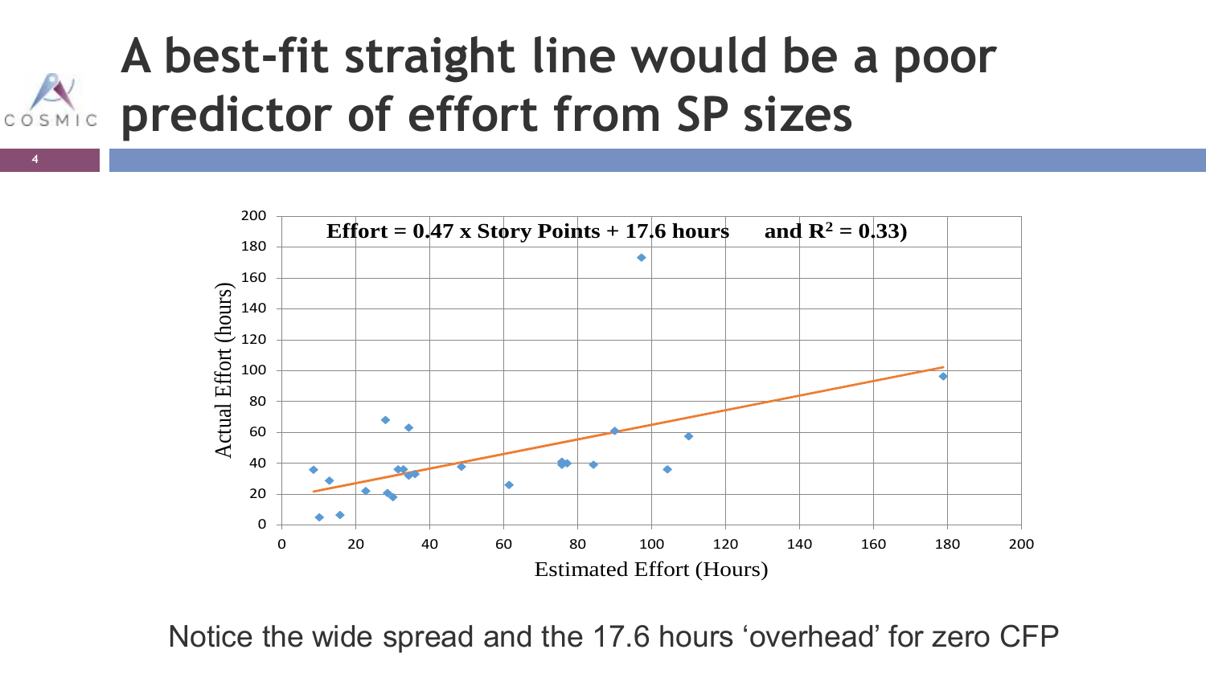# A best-fit straight line would be a poor predictor of effort from SP sizes

Effort = 0.47 x Story Points + 17.6 hours and $R^2$ = 0.33)

Actual Effort (hours)

Estimated Effort (Hours)

Notice the wide spread and the 17.6 hours ‘overhead’ for zero CFP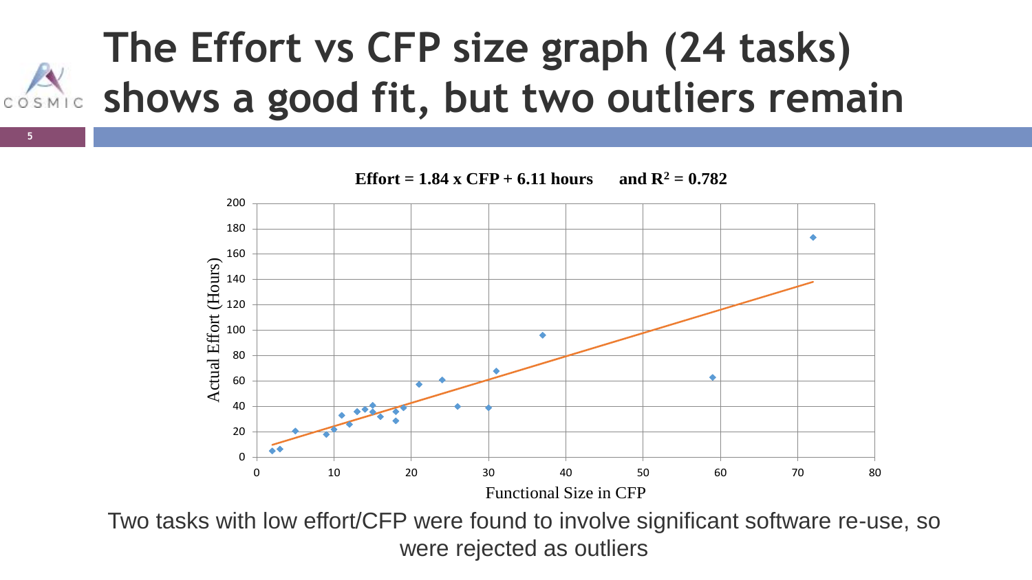# The Effort vs CFP size graph (24 tasks) shows a good fit, but two outliers remain

**Effort = 1.84 x CFP + 6.11 hours** **and $R^2$ = 0.782**

Two tasks with low effort/CFP were found to involve significant software re-use, so were rejected as outliers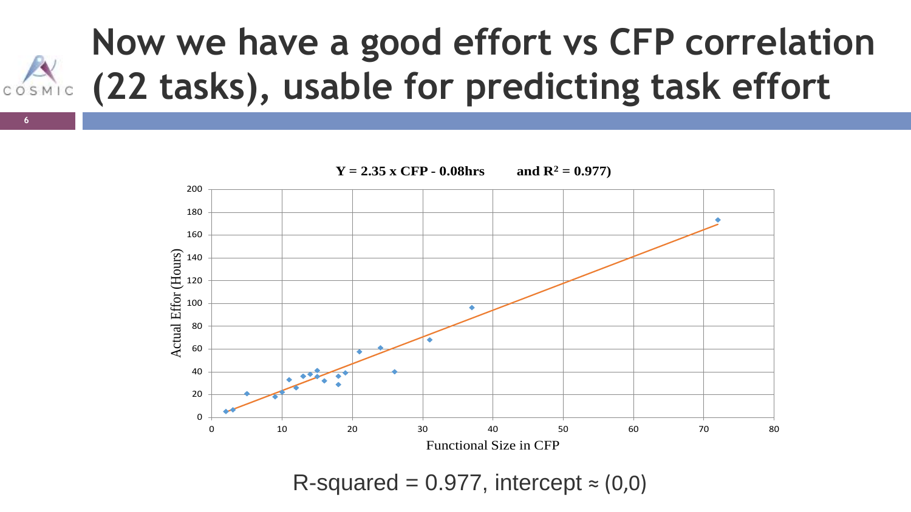# Now we have a good effort vs CFP correlation (22 tasks), usable for predicting task effort

**$Y = 2.35 \times CFP - 0.08hrs$ and $R^2 = 0.977$)**

Actual Effor (Hours)

Functional Size in CFP

R-squared = 0.977, intercept ≈ (0,0)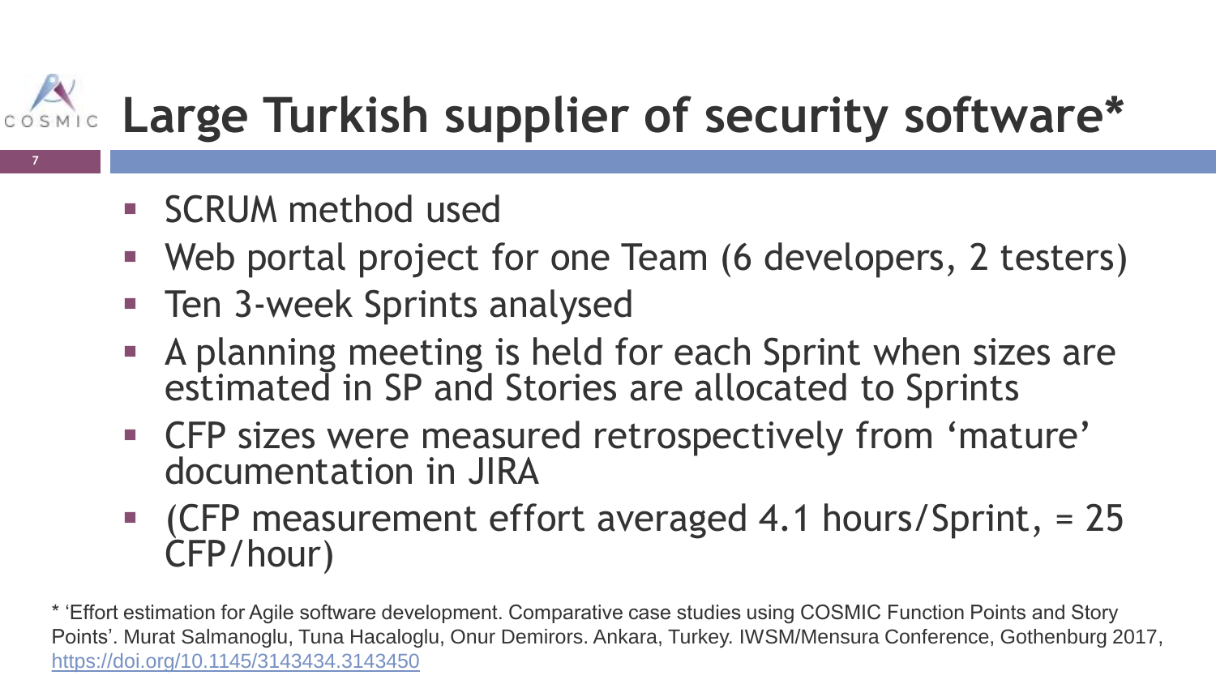# Large Turkish supplier of security software*

- SCRUM method used
- Web portal project for one Team (6 developers, 2 testers)
- Ten 3-week Sprints analysed
- A planning meeting is held for each Sprint when sizes are estimated in SP and Stories are allocated to Sprints
- CFP sizes were measured retrospectively from 'mature' documentation in JIRA
- (CFP measurement effort averaged 4.1 hours/Sprint, = 25 CFP/hour)

* 'Effort estimation for Agile software development. Comparative case studies using COSMIC Function Points and Story Points'. Murat Salmanoglu, Tuna Hacaloglu, Onur Demirors. Ankara, Turkey. IWSM/Mensura Conference, Gothenburg 2017, https://doi.org/10.1145/3143434.3143450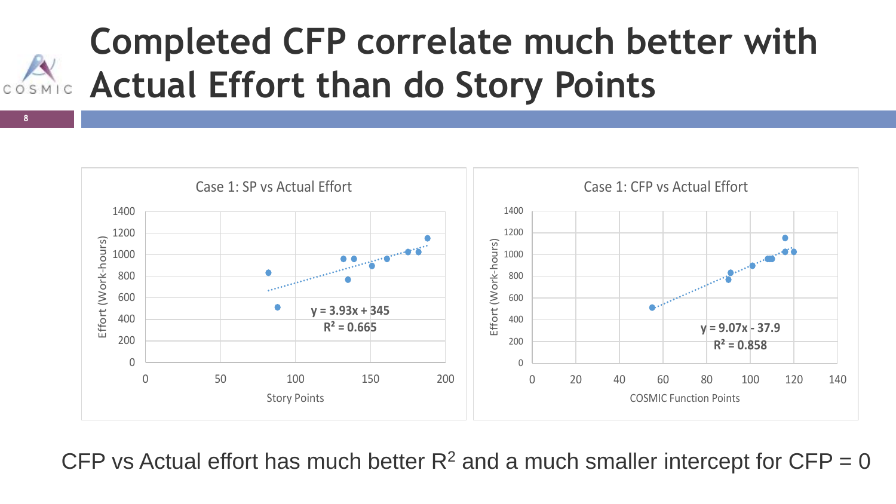# Completed CFP correlate much better with Actual Effort than do Story Points

**Case 1: SP vs Actual Effort**

$y = 3.93x + 345$

$R^2 = 0.665$

Effort (Work-hours) vs Story Points

**Case 1: CFP vs Actual Effort**

$y = 9.07x - 37.9$

$R^2 = 0.858$

Effort (Work-hours) vs COSMIC Function Points

CFP vs Actual effort has much better $R^2$ and a much smaller intercept for CFP = 0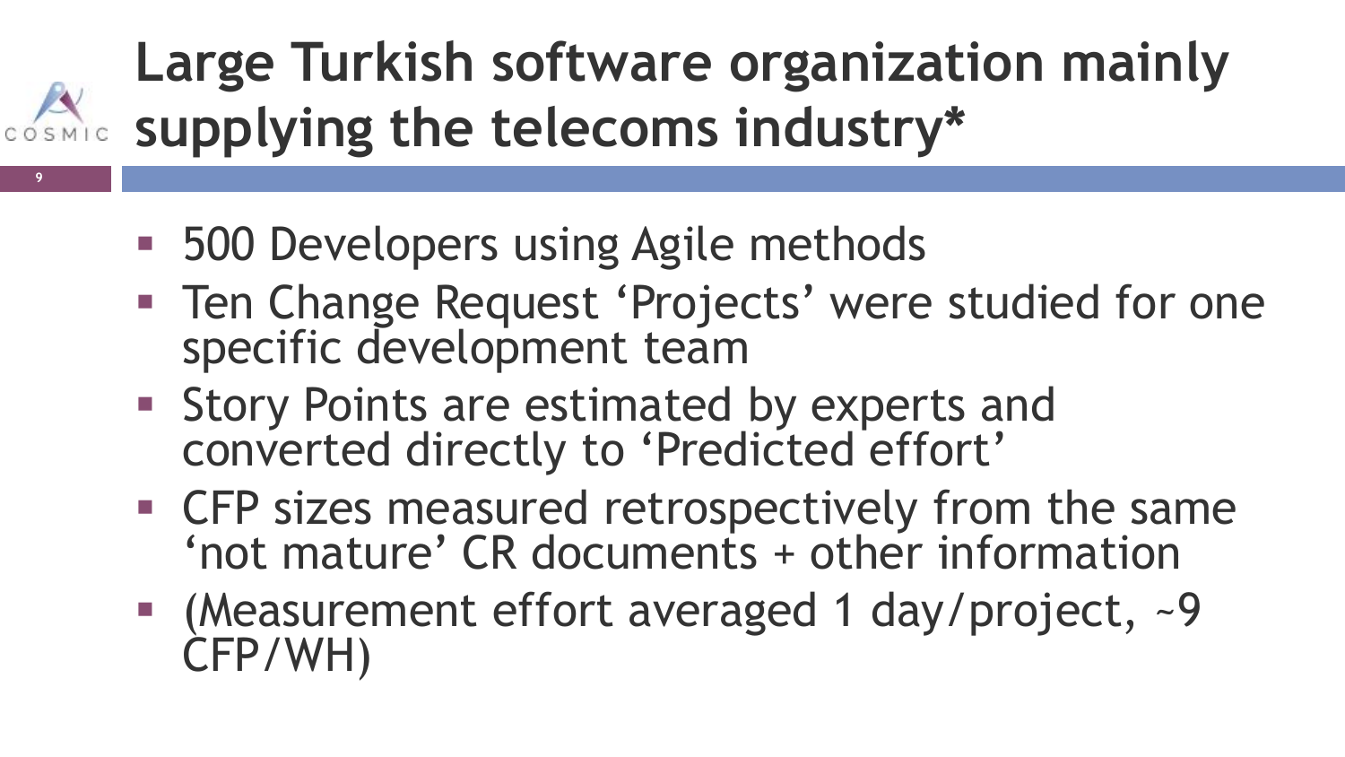# Large Turkish software organization mainly supplying the telecoms industry*

- 500 Developers using Agile methods
- Ten Change Request 'Projects' were studied for one specific development team
- Story Points are estimated by experts and converted directly to 'Predicted effort'
- CFP sizes measured retrospectively from the same 'not mature' CR documents + other information
- (Measurement effort averaged 1 day/project, ~9 CFP/WH)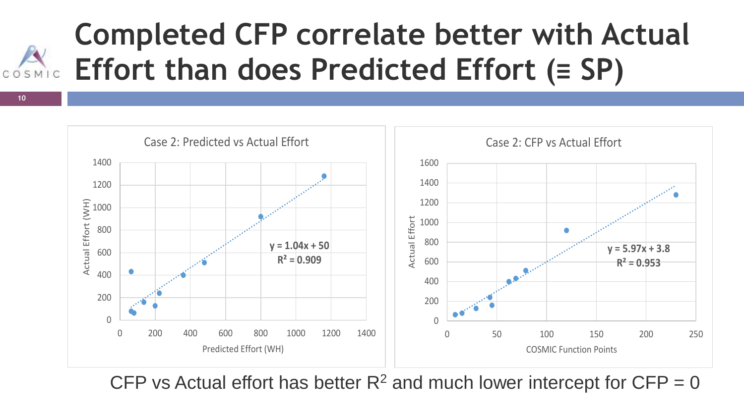# Completed CFP correlate better with Actual Effort than does Predicted Effort (≡ SP)

**Case 2: Predicted vs Actual Effort**

- X-axis: Predicted Effort (WH)
- Y-axis: Actual Effort (WH)
- $y = 1.04x + 50$
- $R^2 = 0.909$

**Case 2: CFP vs Actual Effort**

- X-axis: COSMIC Function Points
- Y-axis: Actual Effort
- $y = 5.97x + 3.8$
- $R^2 = 0.953$

CFP vs Actual effort has better $R^2$ and much lower intercept for CFP = 0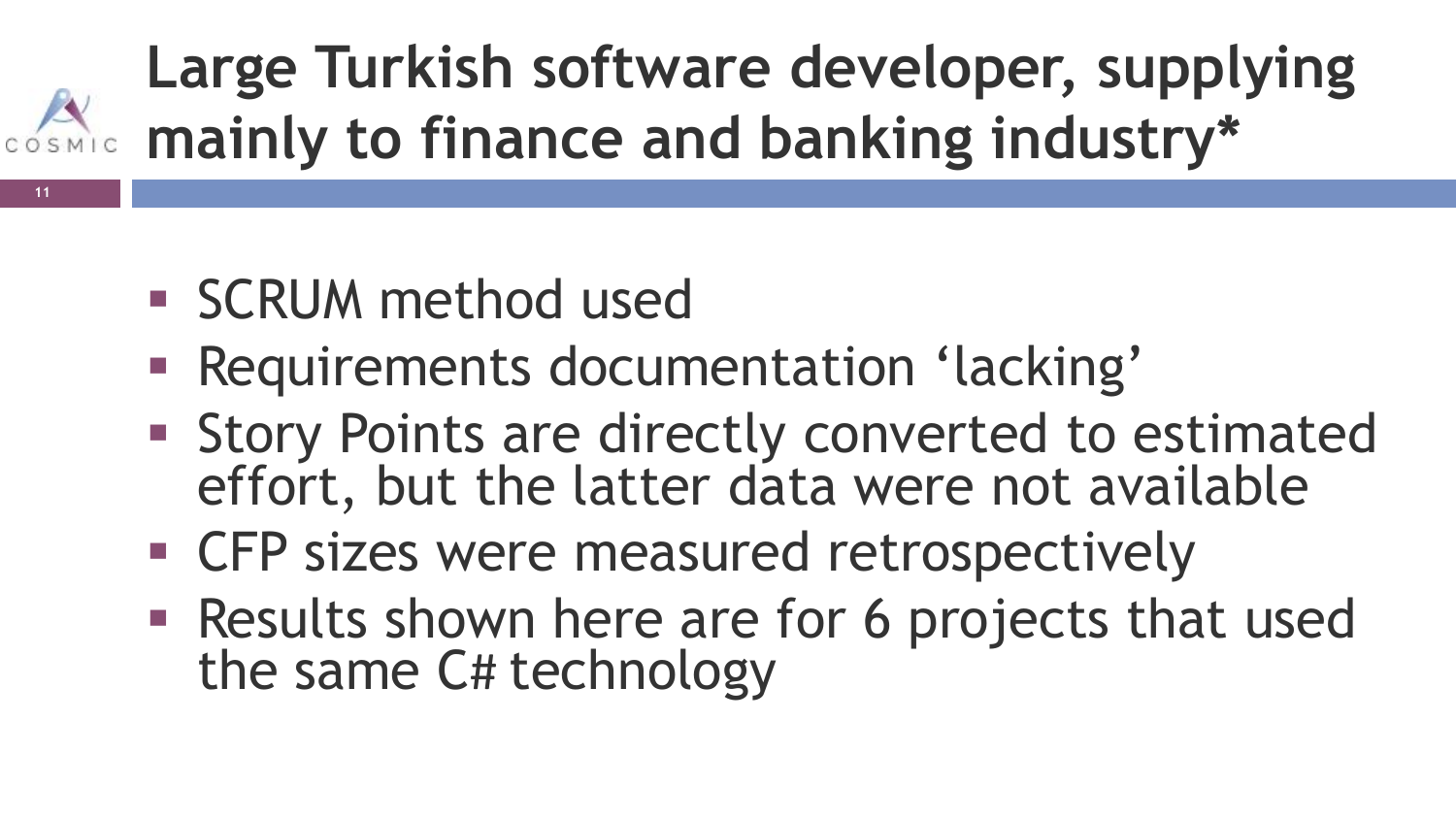# Large Turkish software developer, supplying mainly to finance and banking industry*

- SCRUM method used
- Requirements documentation 'lacking'
- Story Points are directly converted to estimated effort, but the latter data were not available
- CFP sizes were measured retrospectively
- Results shown here are for 6 projects that used the same C# technology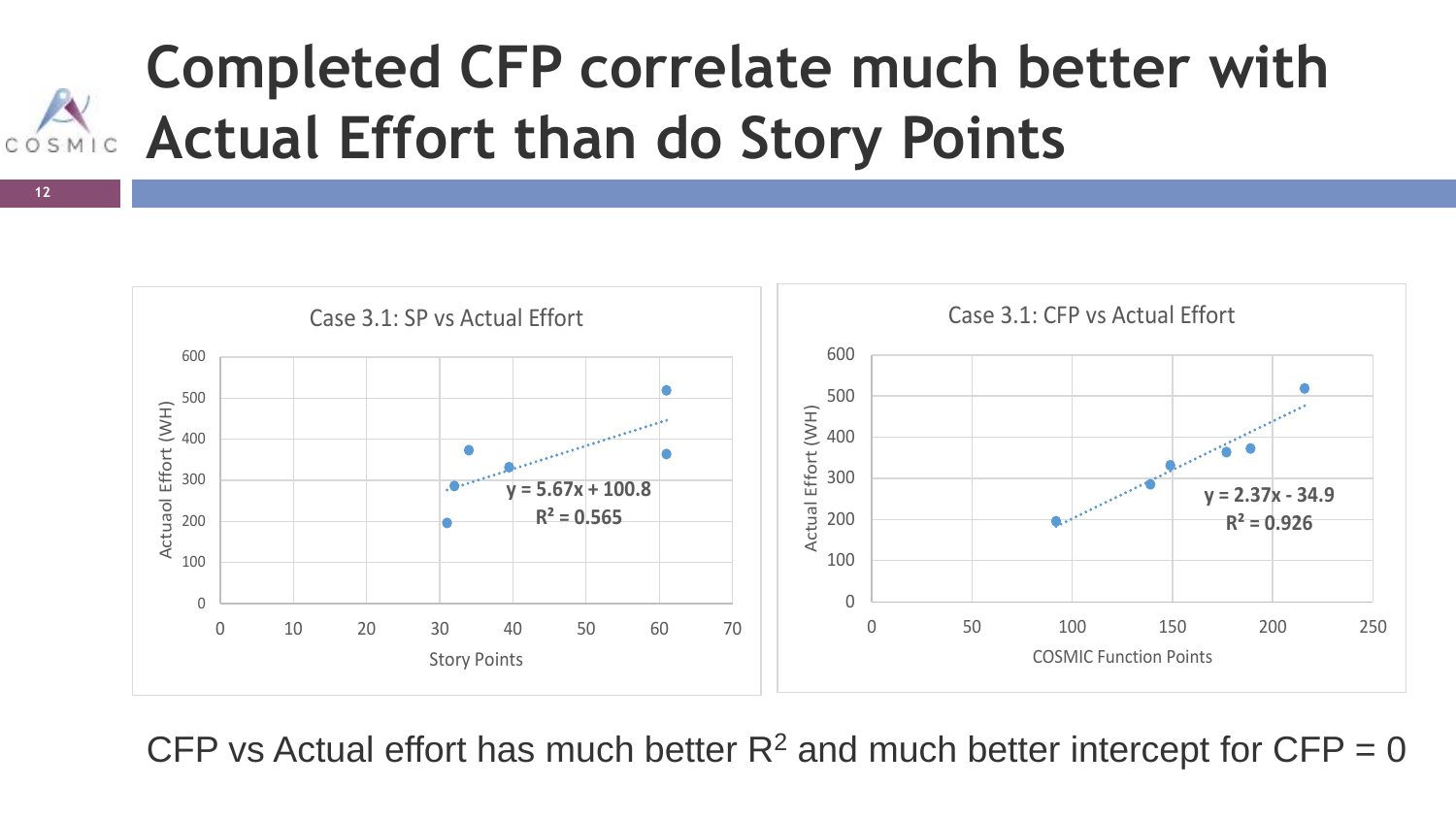# Completed CFP correlate much better with Actual Effort than do Story Points

**Case 3.1: SP vs Actual Effort**

$y = 5.67x + 100.8$

$R^2 = 0.565$

(x-axis: Story Points; y-axis: Actuaol Effort (WH))

**Case 3.1: CFP vs Actual Effort**

$y = 2.37x - 34.9$

$R^2 = 0.926$

(x-axis: COSMIC Function Points; y-axis: Actual Effort (WH))

CFP vs Actual effort has much better $R^2$ and much better intercept for CFP = 0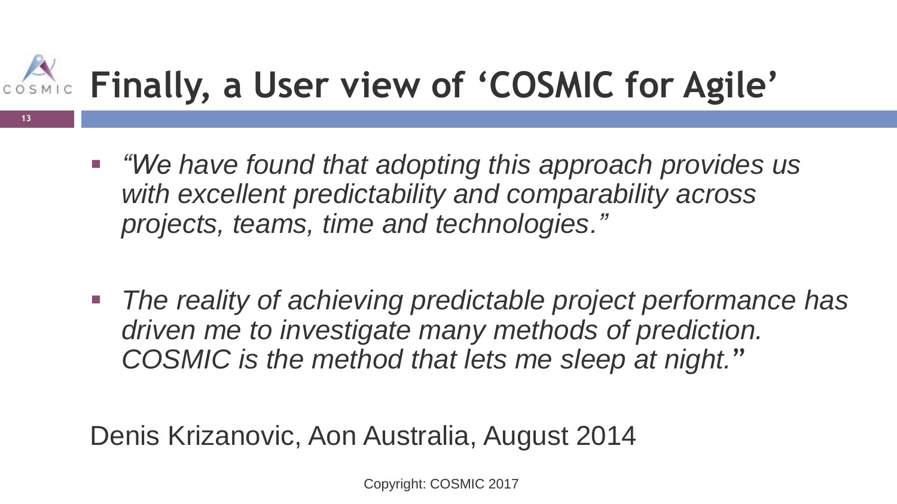# Finally, a User view of 'COSMIC for Agile'

- *"We have found that adopting this approach provides us with excellent predictability and comparability across projects, teams, time and technologies."*

- *The reality of achieving predictable project performance has driven me to investigate many methods of prediction. COSMIC is the method that lets me sleep at night.*"

Denis Krizanovic, Aon Australia, August 2014

Copyright: COSMIC 2017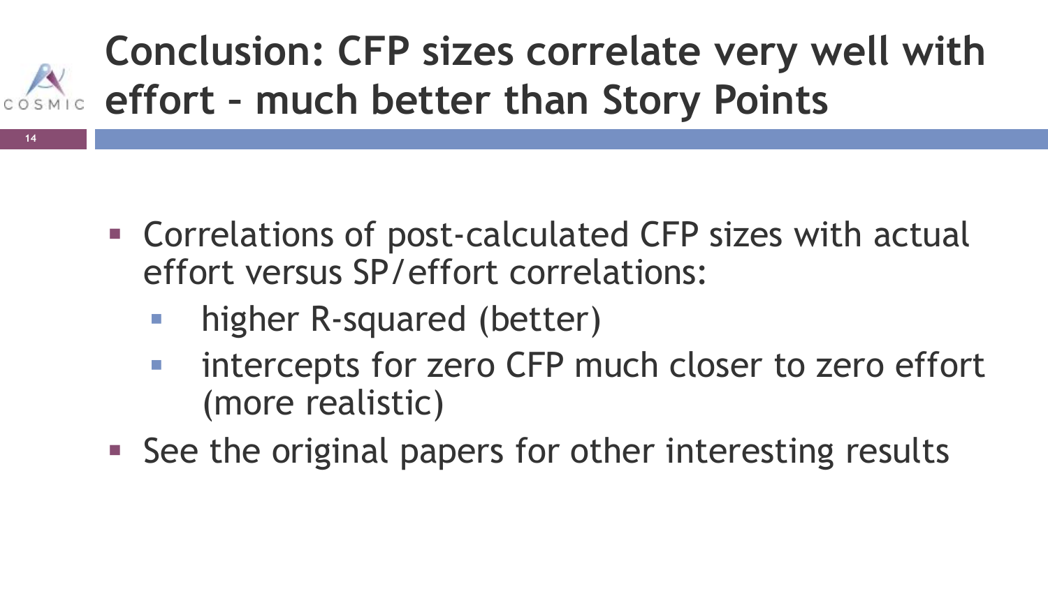# Conclusion: CFP sizes correlate very well with effort – much better than Story Points

- Correlations of post-calculated CFP sizes with actual effort versus SP/effort correlations:
  - higher R-squared (better)
  - intercepts for zero CFP much closer to zero effort (more realistic)
- See the original papers for other interesting results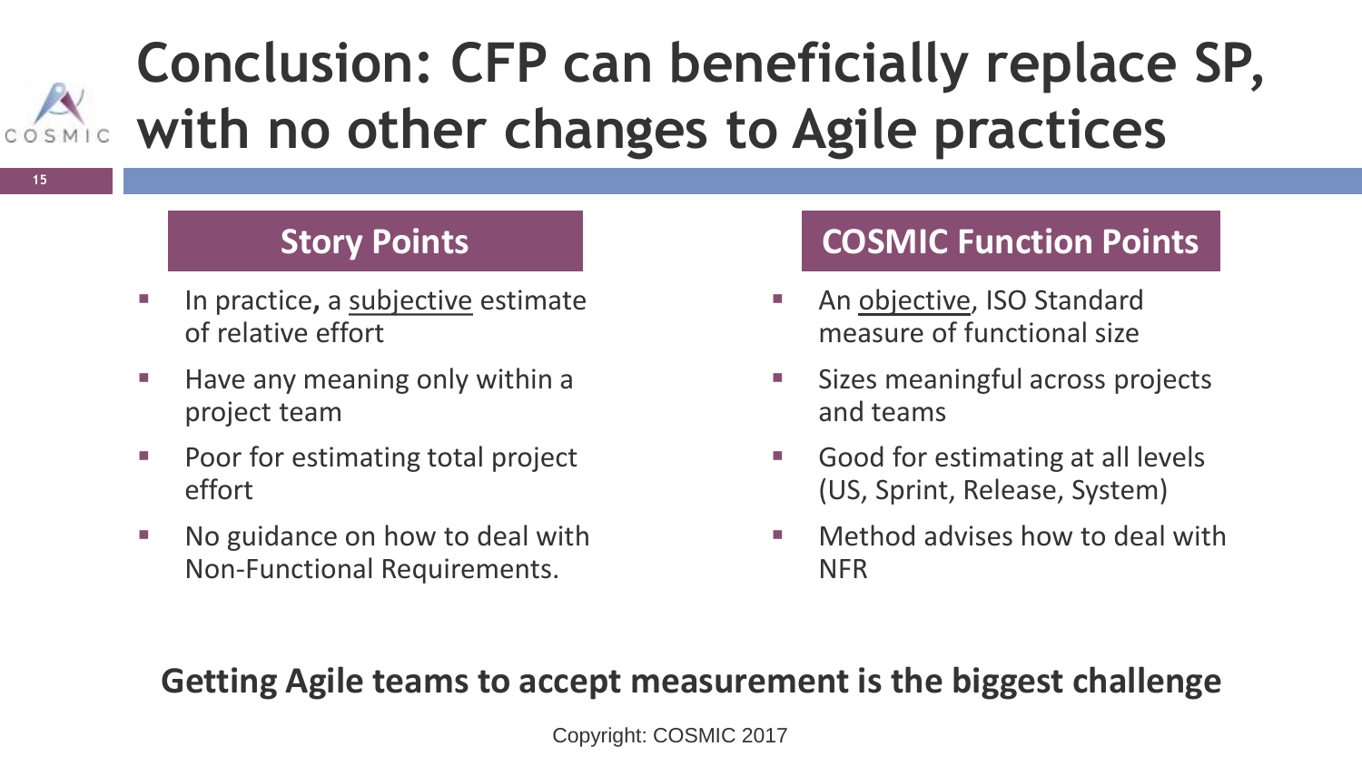# Conclusion: CFP can beneficially replace SP, with no other changes to Agile practices

## Story Points

- In practice, a <u>subjective</u> estimate of relative effort
- Have any meaning only within a project team
- Poor for estimating total project effort
- No guidance on how to deal with Non-Functional Requirements.

## COSMIC Function Points

- An <u>objective</u>, ISO Standard measure of functional size
- Sizes meaningful across projects and teams
- Good for estimating at all levels (US, Sprint, Release, System)
- Method advises how to deal with NFR

**Getting Agile teams to accept measurement is the biggest challenge**

Copyright: COSMIC 2017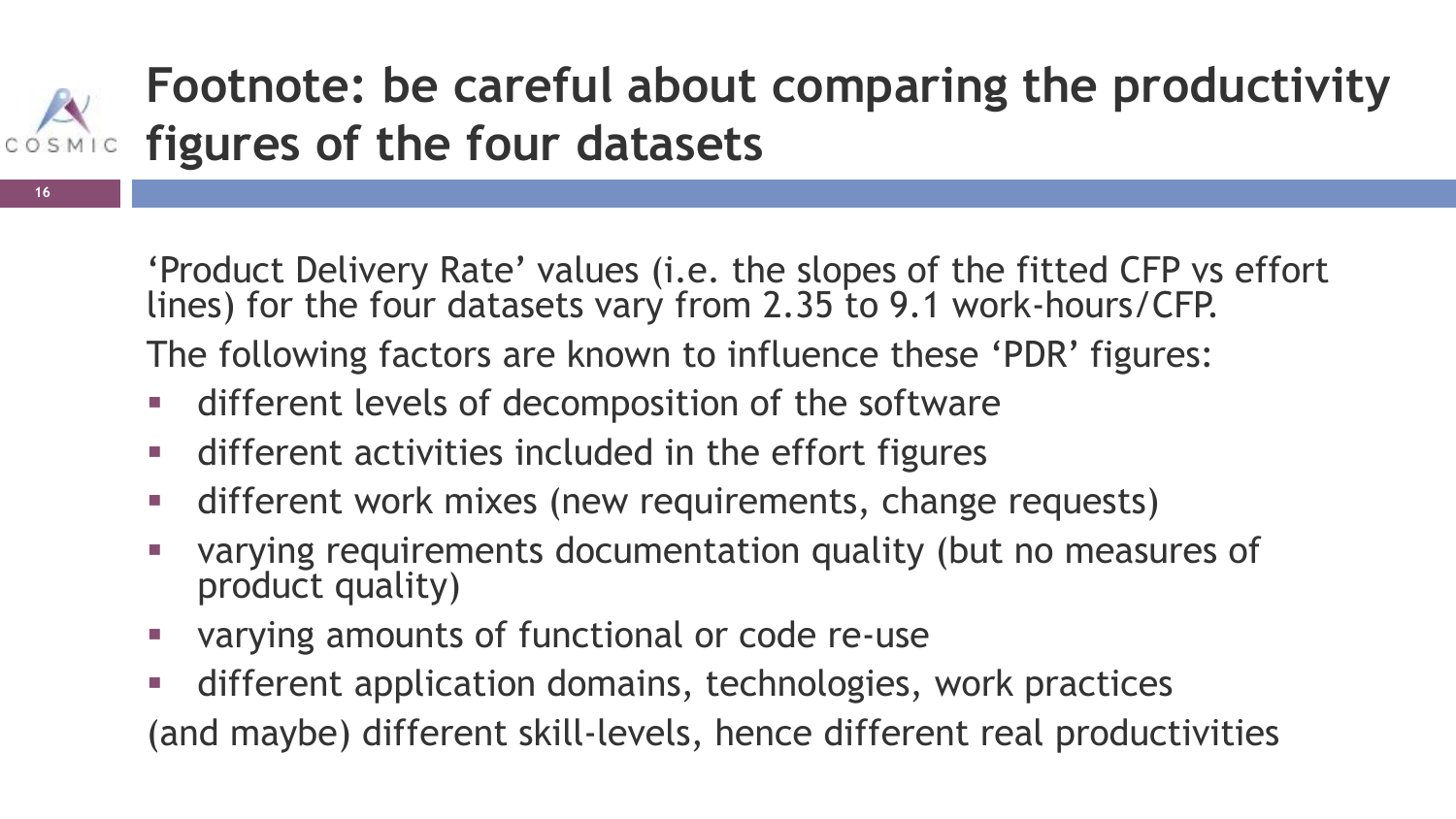# Footnote: be careful about comparing the productivity figures of the four datasets

'Product Delivery Rate' values (i.e. the slopes of the fitted CFP vs effort lines) for the four datasets vary from 2.35 to 9.1 work-hours/CFP.

The following factors are known to influence these 'PDR' figures:

- different levels of decomposition of the software
- different activities included in the effort figures
- different work mixes (new requirements, change requests)
- varying requirements documentation quality (but no measures of product quality)
- varying amounts of functional or code re-use
- different application domains, technologies, work practices

(and maybe) different skill-levels, hence different real productivities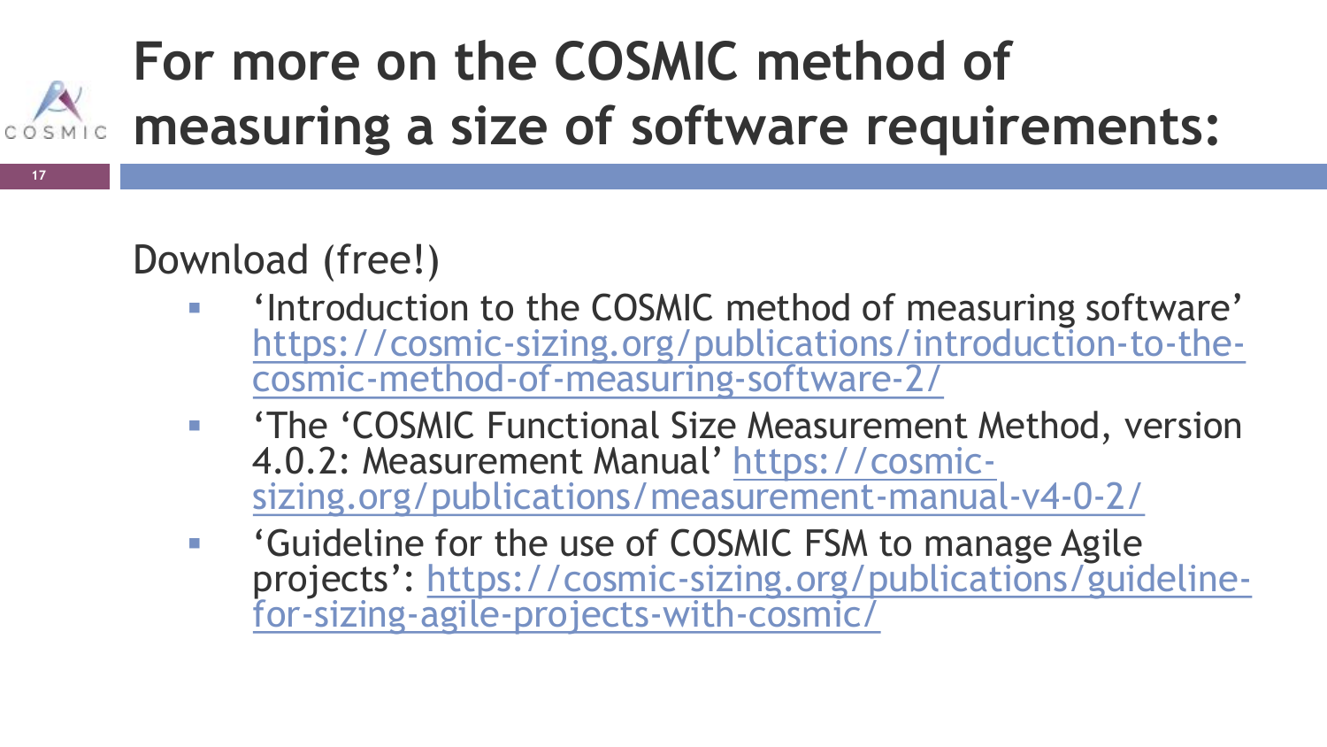# For more on the COSMIC method of measuring a size of software requirements:

Download (free!)

- ‘Introduction to the COSMIC method of measuring software’ [https://cosmic-sizing.org/publications/introduction-to-the-cosmic-method-of-measuring-software-2/](https://cosmic-sizing.org/publications/introduction-to-the-cosmic-method-of-measuring-software-2/)
- ‘The ‘COSMIC Functional Size Measurement Method, version 4.0.2: Measurement Manual’ [https://cosmic-sizing.org/publications/measurement-manual-v4-0-2/](https://cosmic-sizing.org/publications/measurement-manual-v4-0-2/)
- ‘Guideline for the use of COSMIC FSM to manage Agile projects’: [https://cosmic-sizing.org/publications/guideline-for-sizing-agile-projects-with-cosmic/](https://cosmic-sizing.org/publications/guideline-for-sizing-agile-projects-with-cosmic/)